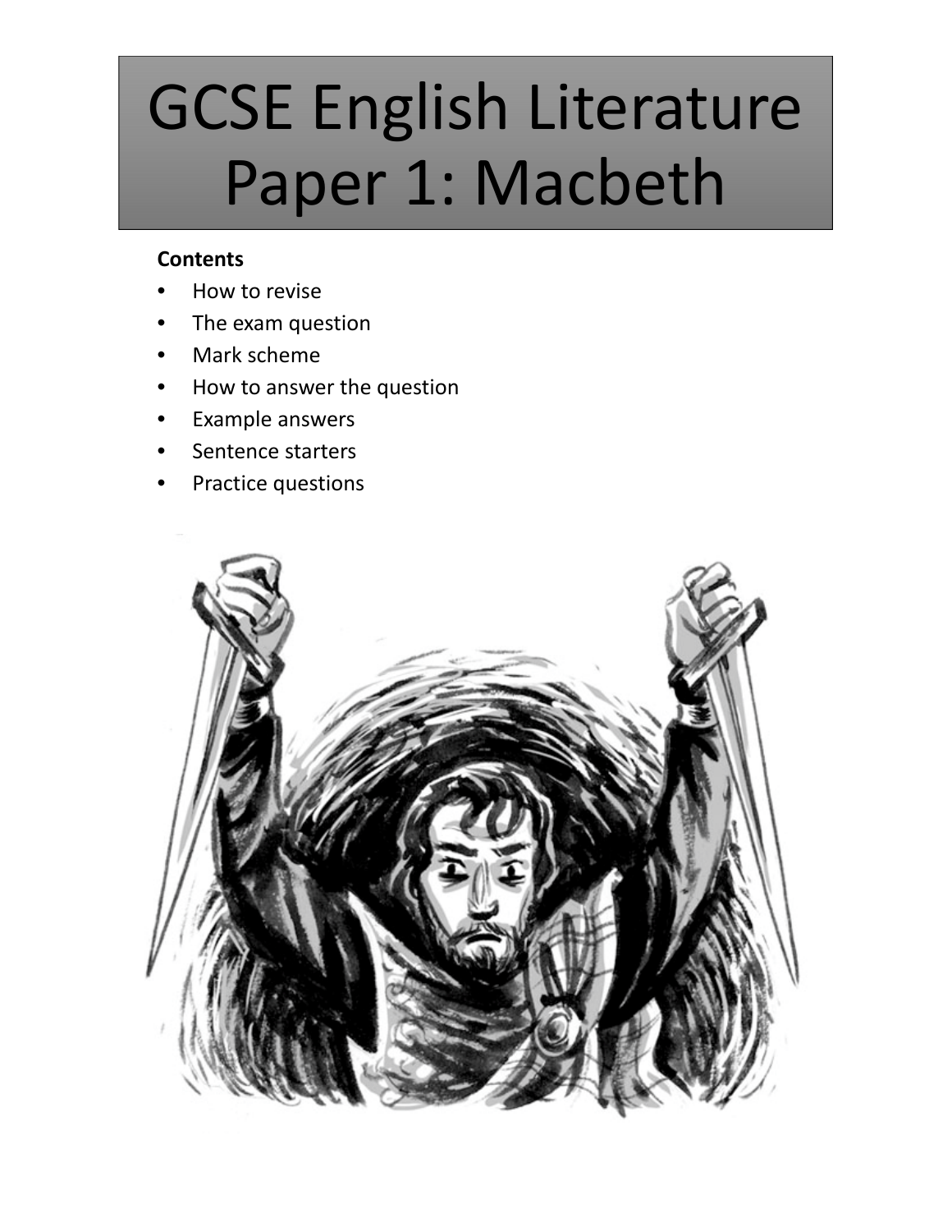# GCSE English Literature Paper 1: Macbeth

**Contents**

- How to revise
- The exam question
- Mark scheme
- How to answer the question
- Example answers
- Sentence starters
- Practice questions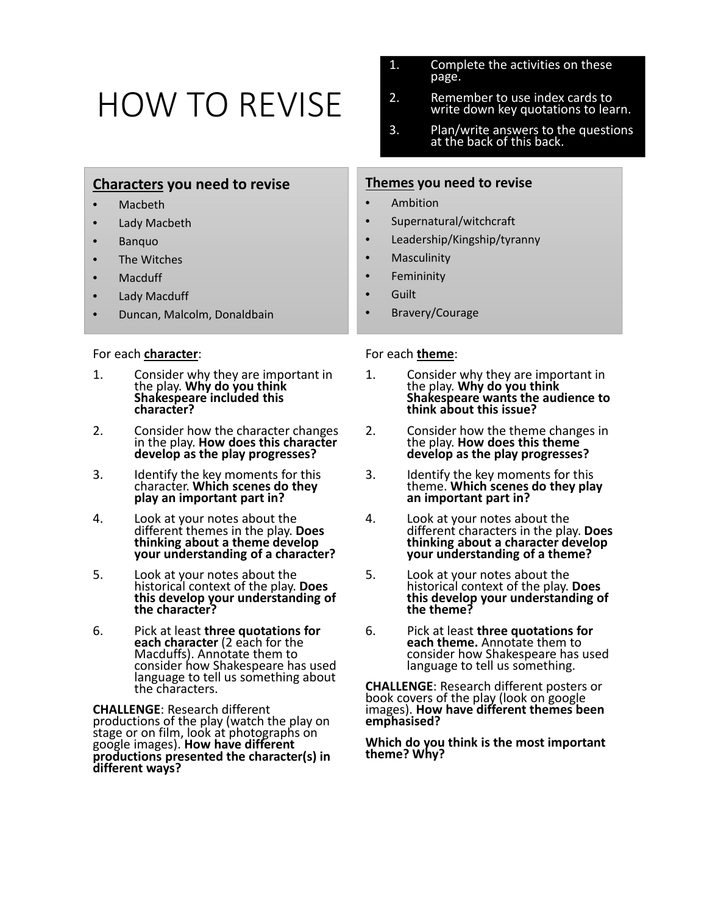# HOW TO REVISE

1. Complete the activities on these page.
2. Remember to use index cards to write down key quotations to learn.
3. Plan/write answers to the questions at the back of this back.

## Characters you need to revise

- Macbeth
- Lady Macbeth
- Banquo
- The Witches
- Macduff
- Lady Macduff
- Duncan, Malcolm, Donaldbain

For each **character**:

1. Consider why they are important in the play. **Why do you think Shakespeare included this character?**
2. Consider how the character changes in the play. **How does this character develop as the play progresses?**
3. Identify the key moments for this character. **Which scenes do they play an important part in?**
4. Look at your notes about the different themes in the play. **Does thinking about a theme develop your understanding of a character?**
5. Look at your notes about the historical context of the play. **Does this develop your understanding of the character?**
6. Pick at least **three quotations for each character** (2 each for the Macduffs). Annotate them to consider how Shakespeare has used language to tell us something about the characters.

**CHALLENGE**: Research different productions of the play (watch the play on stage or on film, look at photographs on google images). **How have different productions presented the character(s) in different ways?**

## Themes you need to revise

- Ambition
- Supernatural/witchcraft
- Leadership/Kingship/tyranny
- Masculinity
- Femininity
- Guilt
- Bravery/Courage

For each **theme**:

1. Consider why they are important in the play. **Why do you think Shakespeare wants the audience to think about this issue?**
2. Consider how the theme changes in the play. **How does this theme develop as the play progresses?**
3. Identify the key moments for this theme. **Which scenes do they play an important part in?**
4. Look at your notes about the different characters in the play. **Does thinking about a character develop your understanding of a theme?**
5. Look at your notes about the historical context of the play. **Does this develop your understanding of the theme?**
6. Pick at least **three quotations for each theme.** Annotate them to consider how Shakespeare has used language to tell us something.

**CHALLENGE**: Research different posters or book covers of the play (look on google images). **How have different themes been emphasised?**

**Which do you think is the most important theme? Why?**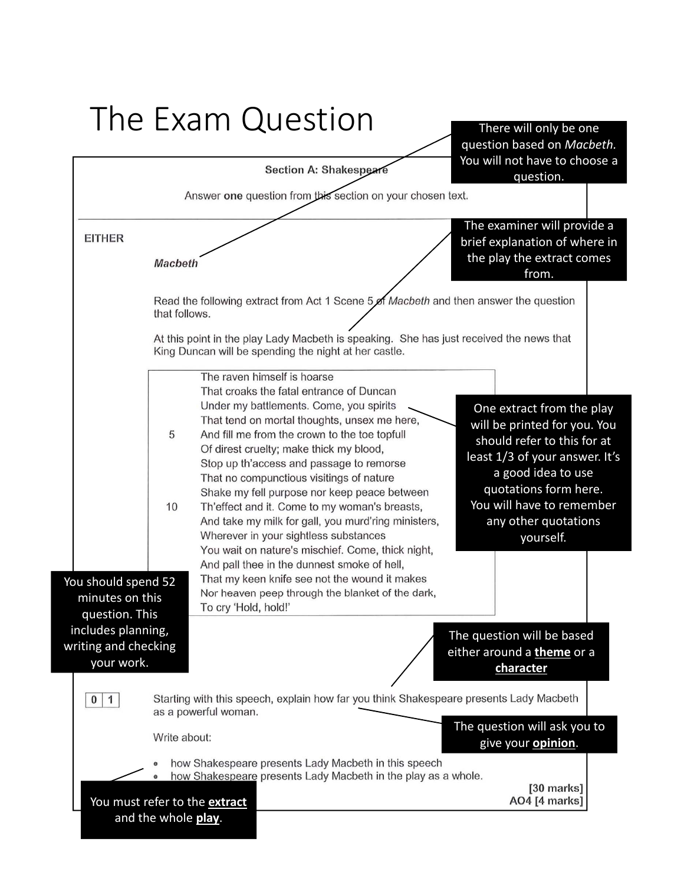# The Exam Question

> There will only be one question based on *Macbeth.* You will not have to choose a question.

**Section A: Shakespeare**

Answer **one** question from this section on your chosen text.

EITHER

***Macbeth***

> The examiner will provide a brief explanation of where in the play the extract comes from.

Read the following extract from Act 1 Scene 5 of *Macbeth* and then answer the question that follows.

At this point in the play Lady Macbeth is speaking. She has just received the news that King Duncan will be spending the night at her castle.

```
      The raven himself is hoarse
      That croaks the fatal entrance of Duncan
      Under my battlements. Come, you spirits
      That tend on mortal thoughts, unsex me here,
5     And fill me from the crown to the toe topfull
      Of direst cruelty; make thick my blood,
      Stop up th'access and passage to remorse
      That no compunctious visitings of nature
      Shake my fell purpose nor keep peace between
10    Th'effect and it. Come to my woman's breasts,
      And take my milk for gall, you murd'ring ministers,
      Wherever in your sightless substances
      You wait on nature's mischief. Come, thick night,
      And pall thee in the dunnest smoke of hell,
      That my keen knife see not the wound it makes
      Nor heaven peep through the blanket of the dark,
      To cry 'Hold, hold!'
```

> One extract from the play will be printed for you. You should refer to this for at least 1/3 of your answer. It's a good idea to use quotations form here. You will have to remember any other quotations yourself.

> You should spend 52 minutes on this question. This includes planning, writing and checking your work.

> The question will be based either around a **<u>theme</u>** or a **<u>character</u>**

**0 1** Starting with this speech, explain how far you think Shakespeare presents Lady Macbeth as a powerful woman.

> The question will ask you to give your **<u>opinion</u>**.

Write about:

- how Shakespeare presents Lady Macbeth in this speech
- how Shakespeare presents Lady Macbeth in the play as a whole.

**[30 marks]**
**AO4 [4 marks]**

> You must refer to the **<u>extract</u>** and the whole **<u>play</u>**.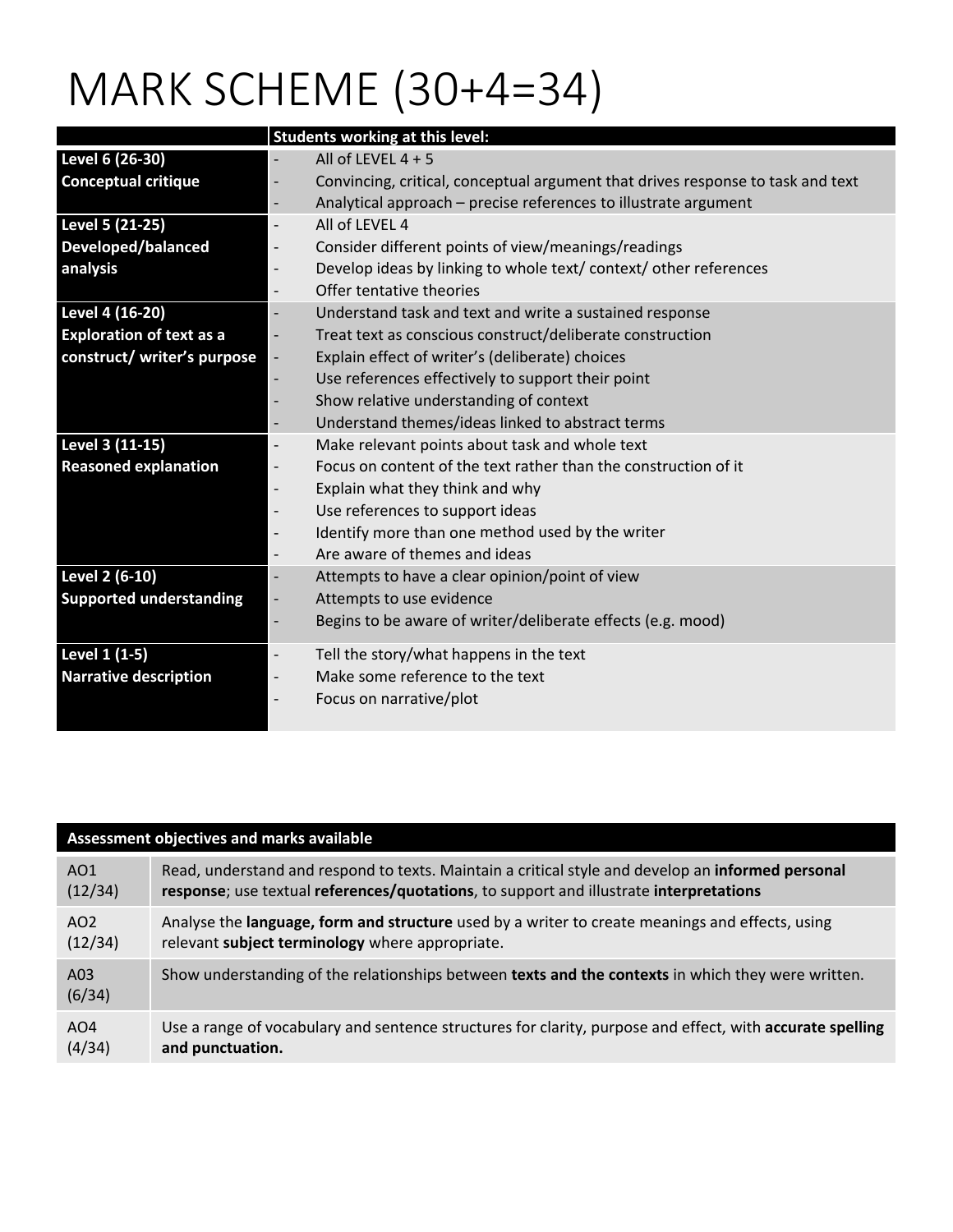# MARK SCHEME (30+4=34)

| | Students working at this level: |
|---|---|
| **Level 6 (26-30)**<br>**Conceptual critique** | - All of LEVEL 4 + 5<br>- Convincing, critical, conceptual argument that drives response to task and text<br>- Analytical approach – precise references to illustrate argument |
| **Level 5 (21-25)**<br>**Developed/balanced analysis** | - All of LEVEL 4<br>- Consider different points of view/meanings/readings<br>- Develop ideas by linking to whole text/ context/ other references<br>- Offer tentative theories |
| **Level 4 (16-20)**<br>**Exploration of text as a construct/ writer's purpose** | - Understand task and text and write a sustained response<br>- Treat text as conscious construct/deliberate construction<br>- Explain effect of writer's (deliberate) choices<br>- Use references effectively to support their point<br>- Show relative understanding of context<br>- Understand themes/ideas linked to abstract terms |
| **Level 3 (11-15)**<br>**Reasoned explanation** | - Make relevant points about task and whole text<br>- Focus on content of the text rather than the construction of it<br>- Explain what they think and why<br>- Use references to support ideas<br>- Identify more than one method used by the writer<br>- Are aware of themes and ideas |
| **Level 2 (6-10)**<br>**Supported understanding** | - Attempts to have a clear opinion/point of view<br>- Attempts to use evidence<br>- Begins to be aware of writer/deliberate effects (e.g. mood) |
| **Level 1 (1-5)**<br>**Narrative description** | - Tell the story/what happens in the text<br>- Make some reference to the text<br>- Focus on narrative/plot |

| Assessment objectives and marks available | |
|---|---|
| AO1 (12/34) | Read, understand and respond to texts. Maintain a critical style and develop an **informed personal response**; use textual **references/quotations**, to support and illustrate **interpretations** |
| AO2 (12/34) | Analyse the **language, form and structure** used by a writer to create meanings and effects, using relevant **subject terminology** where appropriate. |
| A03 (6/34) | Show understanding of the relationships between **texts and the contexts** in which they were written. |
| AO4 (4/34) | Use a range of vocabulary and sentence structures for clarity, purpose and effect, with **accurate spelling and punctuation.** |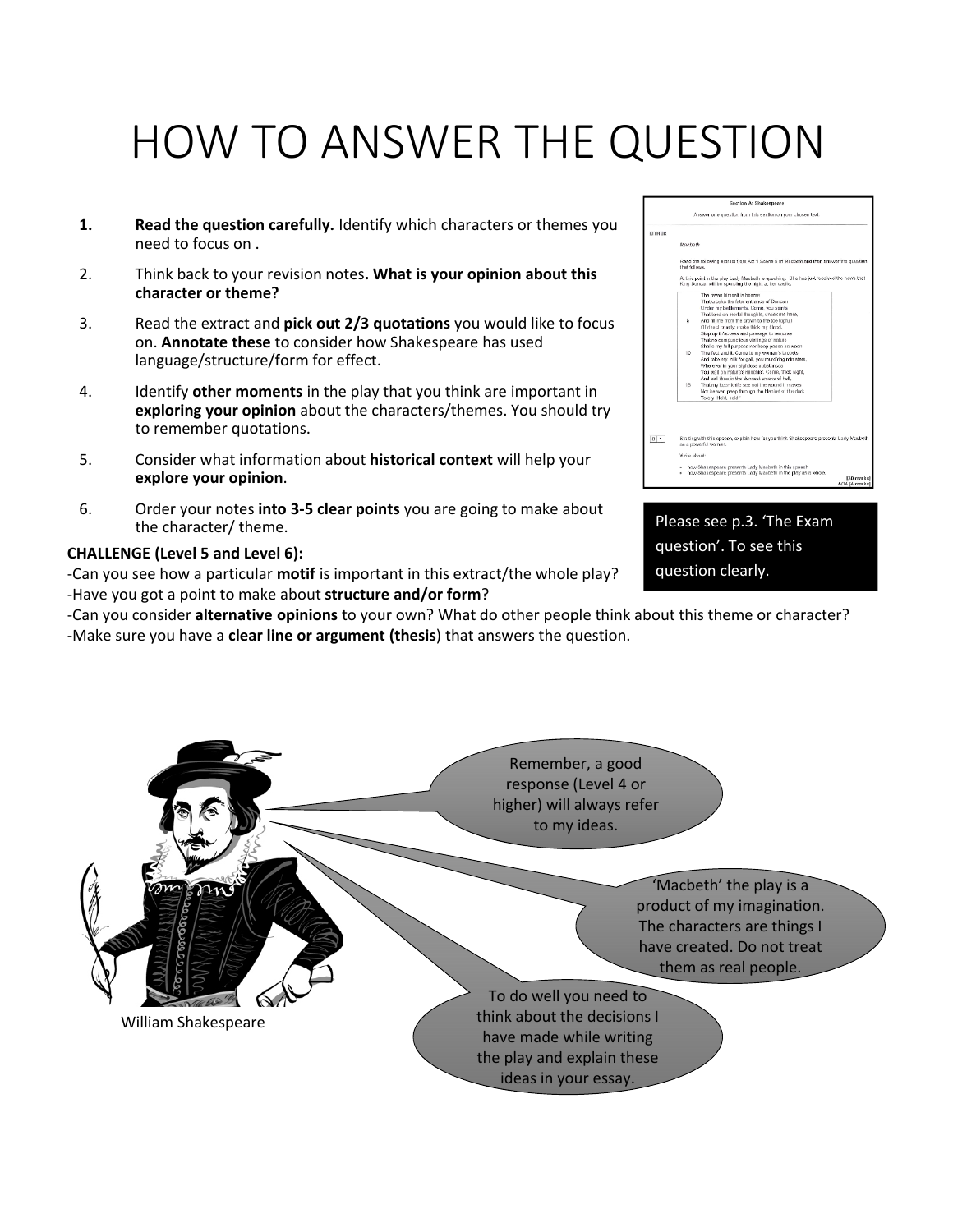# HOW TO ANSWER THE QUESTION

1. **Read the question carefully.** Identify which characters or themes you need to focus on .
2. Think back to your revision notes**. What is your opinion about this character or theme?**
3. Read the extract and **pick out 2/3 quotations** you would like to focus on. **Annotate these** to consider how Shakespeare has used language/structure/form for effect.
4. Identify **other moments** in the play that you think are important in **exploring your opinion** about the characters/themes. You should try to remember quotations.
5. Consider what information about **historical context** will help your **explore your opinion**.
6. Order your notes **into 3-5 clear points** you are going to make about the character/ theme.

Please see p.3. 'The Exam question'. To see this question clearly.

**CHALLENGE (Level 5 and Level 6):**

-Can you see how a particular **motif** is important in this extract/the whole play?

-Have you got a point to make about **structure and/or form**?

-Can you consider **alternative opinions** to your own? What do other people think about this theme or character?

-Make sure you have a **clear line or argument (thesis**) that answers the question.

Remember, a good response (Level 4 or higher) will always refer to my ideas.

'Macbeth' the play is a product of my imagination. The characters are things I have created. Do not treat them as real people.

To do well you need to think about the decisions I have made while writing the play and explain these ideas in your essay.

William Shakespeare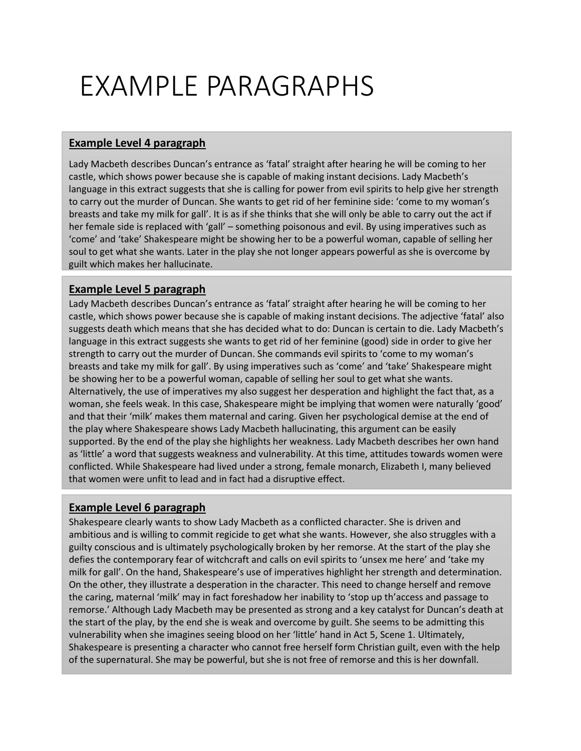# EXAMPLE PARAGRAPHS

**Example Level 4 paragraph**

Lady Macbeth describes Duncan's entrance as 'fatal' straight after hearing he will be coming to her castle, which shows power because she is capable of making instant decisions. Lady Macbeth's language in this extract suggests that she is calling for power from evil spirits to help give her strength to carry out the murder of Duncan. She wants to get rid of her feminine side: 'come to my woman's breasts and take my milk for gall'. It is as if she thinks that she will only be able to carry out the act if her female side is replaced with 'gall' – something poisonous and evil. By using imperatives such as 'come' and 'take' Shakespeare might be showing her to be a powerful woman, capable of selling her soul to get what she wants. Later in the play she not longer appears powerful as she is overcome by guilt which makes her hallucinate.

**Example Level 5 paragraph**

Lady Macbeth describes Duncan's entrance as 'fatal' straight after hearing he will be coming to her castle, which shows power because she is capable of making instant decisions. The adjective 'fatal' also suggests death which means that she has decided what to do: Duncan is certain to die. Lady Macbeth's language in this extract suggests she wants to get rid of her feminine (good) side in order to give her strength to carry out the murder of Duncan. She commands evil spirits to 'come to my woman's breasts and take my milk for gall'. By using imperatives such as 'come' and 'take' Shakespeare might be showing her to be a powerful woman, capable of selling her soul to get what she wants. Alternatively, the use of imperatives my also suggest her desperation and highlight the fact that, as a woman, she feels weak. In this case, Shakespeare might be implying that women were naturally 'good' and that their 'milk' makes them maternal and caring. Given her psychological demise at the end of the play where Shakespeare shows Lady Macbeth hallucinating, this argument can be easily supported. By the end of the play she highlights her weakness. Lady Macbeth describes her own hand as 'little' a word that suggests weakness and vulnerability. At this time, attitudes towards women were conflicted. While Shakespeare had lived under a strong, female monarch, Elizabeth I, many believed that women were unfit to lead and in fact had a disruptive effect.

**Example Level 6 paragraph**

Shakespeare clearly wants to show Lady Macbeth as a conflicted character. She is driven and ambitious and is willing to commit regicide to get what she wants. However, she also struggles with a guilty conscious and is ultimately psychologically broken by her remorse. At the start of the play she defies the contemporary fear of witchcraft and calls on evil spirits to 'unsex me here' and 'take my milk for gall'. On the hand, Shakespeare's use of imperatives highlight her strength and determination. On the other, they illustrate a desperation in the character. This need to change herself and remove the caring, maternal 'milk' may in fact foreshadow her inability to 'stop up th'access and passage to remorse.' Although Lady Macbeth may be presented as strong and a key catalyst for Duncan's death at the start of the play, by the end she is weak and overcome by guilt. She seems to be admitting this vulnerability when she imagines seeing blood on her 'little' hand in Act 5, Scene 1. Ultimately, Shakespeare is presenting a character who cannot free herself form Christian guilt, even with the help of the supernatural. She may be powerful, but she is not free of remorse and this is her downfall.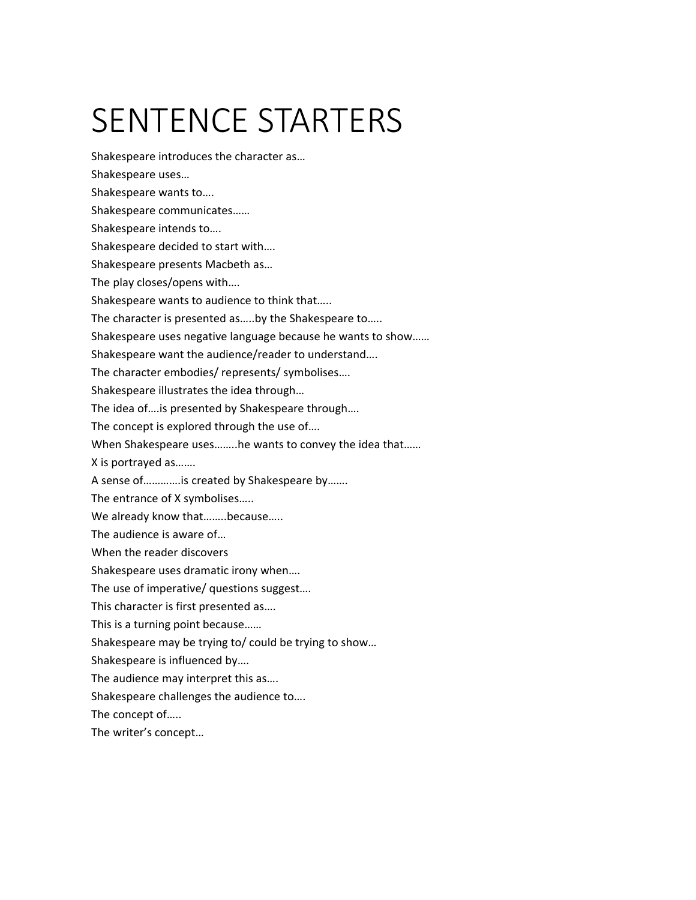# SENTENCE STARTERS

Shakespeare introduces the character as…

Shakespeare uses…

Shakespeare wants to….

Shakespeare communicates……

Shakespeare intends to….

Shakespeare decided to start with….

Shakespeare presents Macbeth as…

The play closes/opens with….

Shakespeare wants to audience to think that…..

The character is presented as…..by the Shakespeare to…..

Shakespeare uses negative language because he wants to show……

Shakespeare want the audience/reader to understand….

The character embodies/ represents/ symbolises….

Shakespeare illustrates the idea through…

The idea of….is presented by Shakespeare through….

The concept is explored through the use of….

When Shakespeare uses……..he wants to convey the idea that……

X is portrayed as…….

A sense of…………is created by Shakespeare by…….

The entrance of X symbolises…..

We already know that……..because…..

The audience is aware of…

When the reader discovers

Shakespeare uses dramatic irony when….

The use of imperative/ questions suggest….

This character is first presented as….

This is a turning point because……

Shakespeare may be trying to/ could be trying to show…

Shakespeare is influenced by….

The audience may interpret this as….

Shakespeare challenges the audience to….

The concept of…..

The writer's concept…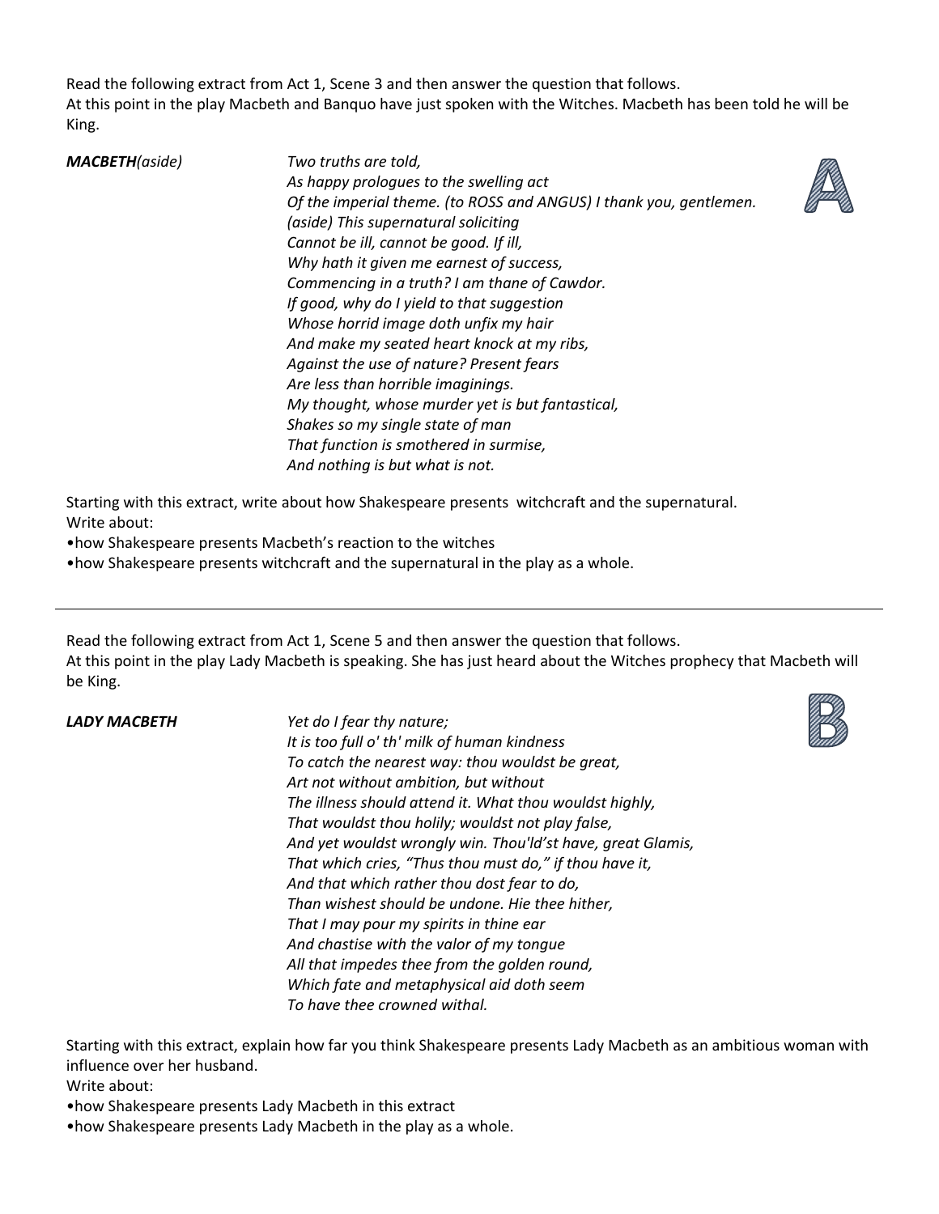Read the following extract from Act 1, Scene 3 and then answer the question that follows.
At this point in the play Macbeth and Banquo have just spoken with the Witches. Macbeth has been told he will be King.

**A**

***MACBETH****(aside)*

*Two truths are told,*
*As happy prologues to the swelling act*
*Of the imperial theme. (to ROSS and ANGUS) I thank you, gentlemen.*
*(aside) This supernatural soliciting*
*Cannot be ill, cannot be good. If ill,*
*Why hath it given me earnest of success,*
*Commencing in a truth? I am thane of Cawdor.*
*If good, why do I yield to that suggestion*
*Whose horrid image doth unfix my hair*
*And make my seated heart knock at my ribs,*
*Against the use of nature? Present fears*
*Are less than horrible imaginings.*
*My thought, whose murder yet is but fantastical,*
*Shakes so my single state of man*
*That function is smothered in surmise,*
*And nothing is but what is not.*

Starting with this extract, write about how Shakespeare presents witchcraft and the supernatural.
Write about:

- how Shakespeare presents Macbeth's reaction to the witches
- how Shakespeare presents witchcraft and the supernatural in the play as a whole.

---

Read the following extract from Act 1, Scene 5 and then answer the question that follows.
At this point in the play Lady Macbeth is speaking. She has just heard about the Witches prophecy that Macbeth will be King.

**B**

***LADY MACBETH***

*Yet do I fear thy nature;*
*It is too full o' th' milk of human kindness*
*To catch the nearest way: thou wouldst be great,*
*Art not without ambition, but without*
*The illness should attend it. What thou wouldst highly,*
*That wouldst thou holily; wouldst not play false,*
*And yet wouldst wrongly win. Thou'ld'st have, great Glamis,*
*That which cries, "Thus thou must do," if thou have it,*
*And that which rather thou dost fear to do,*
*Than wishest should be undone. Hie thee hither,*
*That I may pour my spirits in thine ear*
*And chastise with the valor of my tongue*
*All that impedes thee from the golden round,*
*Which fate and metaphysical aid doth seem*
*To have thee crowned withal.*

Starting with this extract, explain how far you think Shakespeare presents Lady Macbeth as an ambitious woman with influence over her husband.
Write about:

- how Shakespeare presents Lady Macbeth in this extract
- how Shakespeare presents Lady Macbeth in the play as a whole.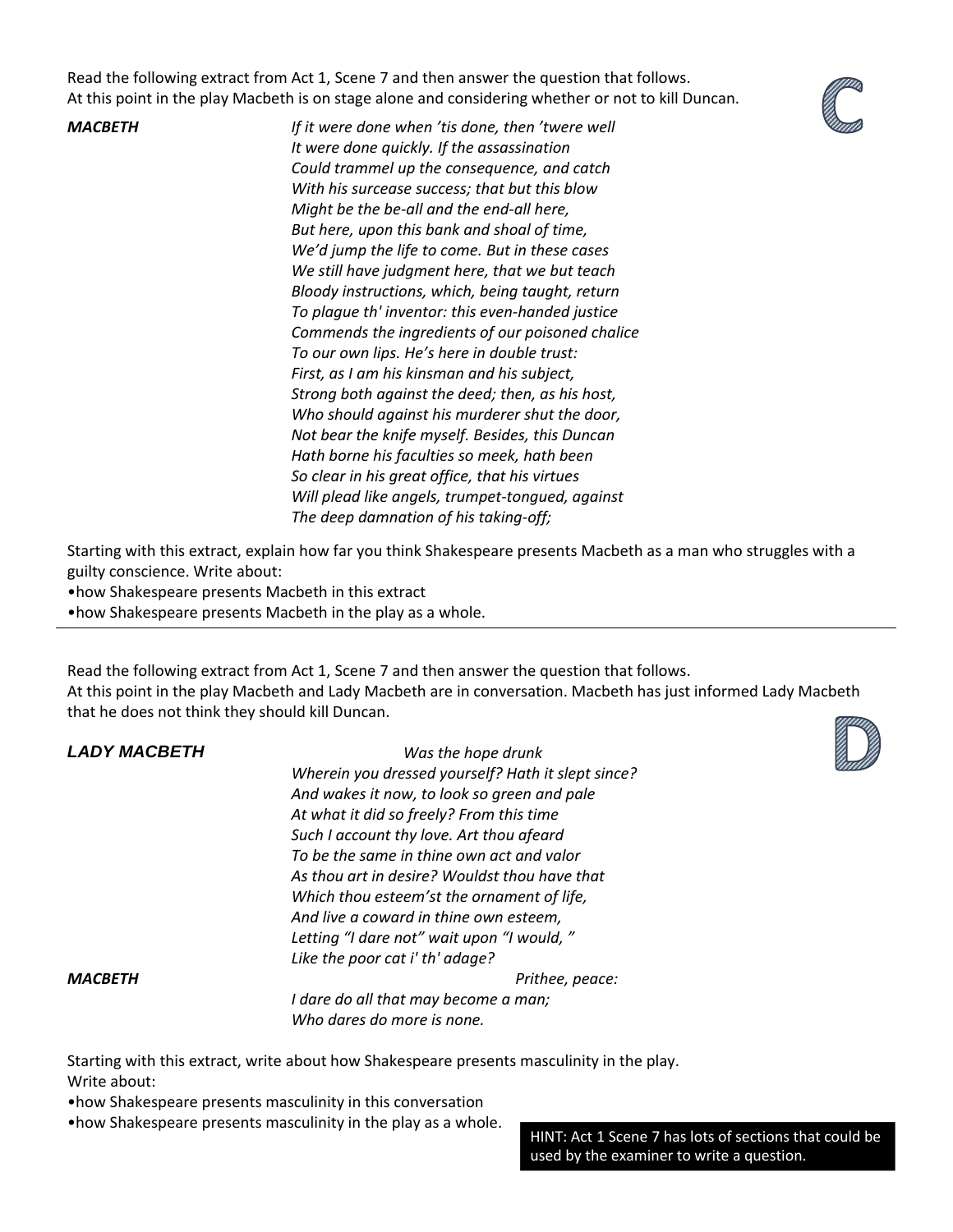## C

Read the following extract from Act 1, Scene 7 and then answer the question that follows.
At this point in the play Macbeth is on stage alone and considering whether or not to kill Duncan.

**MACBETH**

*If it were done when 'tis done, then 'twere well*
*It were done quickly. If the assassination*
*Could trammel up the consequence, and catch*
*With his surcease success; that but this blow*
*Might be the be-all and the end-all here,*
*But here, upon this bank and shoal of time,*
*We'd jump the life to come. But in these cases*
*We still have judgment here, that we but teach*
*Bloody instructions, which, being taught, return*
*To plague th' inventor: this even-handed justice*
*Commends the ingredients of our poisoned chalice*
*To our own lips. He's here in double trust:*
*First, as I am his kinsman and his subject,*
*Strong both against the deed; then, as his host,*
*Who should against his murderer shut the door,*
*Not bear the knife myself. Besides, this Duncan*
*Hath borne his faculties so meek, hath been*
*So clear in his great office, that his virtues*
*Will plead like angels, trumpet-tongued, against*
*The deep damnation of his taking-off;*

Starting with this extract, explain how far you think Shakespeare presents Macbeth as a man who struggles with a guilty conscience. Write about:

- how Shakespeare presents Macbeth in this extract
- how Shakespeare presents Macbeth in the play as a whole.

---

## D

Read the following extract from Act 1, Scene 7 and then answer the question that follows.
At this point in the play Macbeth and Lady Macbeth are in conversation. Macbeth has just informed Lady Macbeth that he does not think they should kill Duncan.

**LADY MACBETH**

*Was the hope drunk*
*Wherein you dressed yourself? Hath it slept since?*
*And wakes it now, to look so green and pale*
*At what it did so freely? From this time*
*Such I account thy love. Art thou afeard*
*To be the same in thine own act and valor*
*As thou art in desire? Wouldst thou have that*
*Which thou esteem'st the ornament of life,*
*And live a coward in thine own esteem,*
*Letting "I dare not" wait upon "I would, "*
*Like the poor cat i' th' adage?*

**MACBETH**

*Prithee, peace:*
*I dare do all that may become a man;*
*Who dares do more is none.*

Starting with this extract, write about how Shakespeare presents masculinity in the play.
Write about:

- how Shakespeare presents masculinity in this conversation
- how Shakespeare presents masculinity in the play as a whole.

HINT: Act 1 Scene 7 has lots of sections that could be used by the examiner to write a question.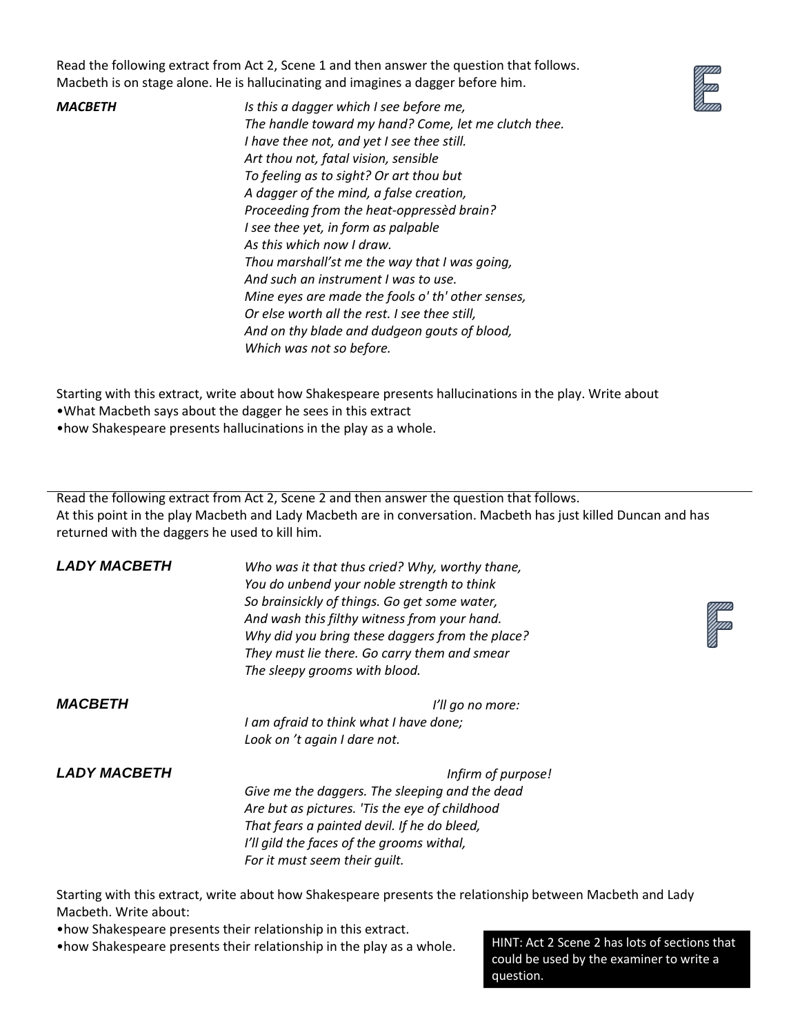Read the following extract from Act 2, Scene 1 and then answer the question that follows.
Macbeth is on stage alone. He is hallucinating and imagines a dagger before him.

E

**MACBETH**

*Is this a dagger which I see before me,*
*The handle toward my hand? Come, let me clutch thee.*
*I have thee not, and yet I see thee still.*
*Art thou not, fatal vision, sensible*
*To feeling as to sight? Or art thou but*
*A dagger of the mind, a false creation,*
*Proceeding from the heat-oppressèd brain?*
*I see thee yet, in form as palpable*
*As this which now I draw.*
*Thou marshall'st me the way that I was going,*
*And such an instrument I was to use.*
*Mine eyes are made the fools o' th' other senses,*
*Or else worth all the rest. I see thee still,*
*And on thy blade and dudgeon gouts of blood,*
*Which was not so before.*

Starting with this extract, write about how Shakespeare presents hallucinations in the play. Write about

- What Macbeth says about the dagger he sees in this extract
- how Shakespeare presents hallucinations in the play as a whole.

---

Read the following extract from Act 2, Scene 2 and then answer the question that follows.
At this point in the play Macbeth and Lady Macbeth are in conversation. Macbeth has just killed Duncan and has returned with the daggers he used to kill him.

F

**LADY MACBETH**

*Who was it that thus cried? Why, worthy thane,*
*You do unbend your noble strength to think*
*So brainsickly of things. Go get some water,*
*And wash this filthy witness from your hand.*
*Why did you bring these daggers from the place?*
*They must lie there. Go carry them and smear*
*The sleepy grooms with blood.*

**MACBETH**

*I'll go no more:*
*I am afraid to think what I have done;*
*Look on 't again I dare not.*

**LADY MACBETH**

*Infirm of purpose!*
*Give me the daggers. The sleeping and the dead*
*Are but as pictures. 'Tis the eye of childhood*
*That fears a painted devil. If he do bleed,*
*I'll gild the faces of the grooms withal,*
*For it must seem their guilt.*

Starting with this extract, write about how Shakespeare presents the relationship between Macbeth and Lady Macbeth. Write about:

- how Shakespeare presents their relationship in this extract.
- how Shakespeare presents their relationship in the play as a whole.

HINT: Act 2 Scene 2 has lots of sections that could be used by the examiner to write a question.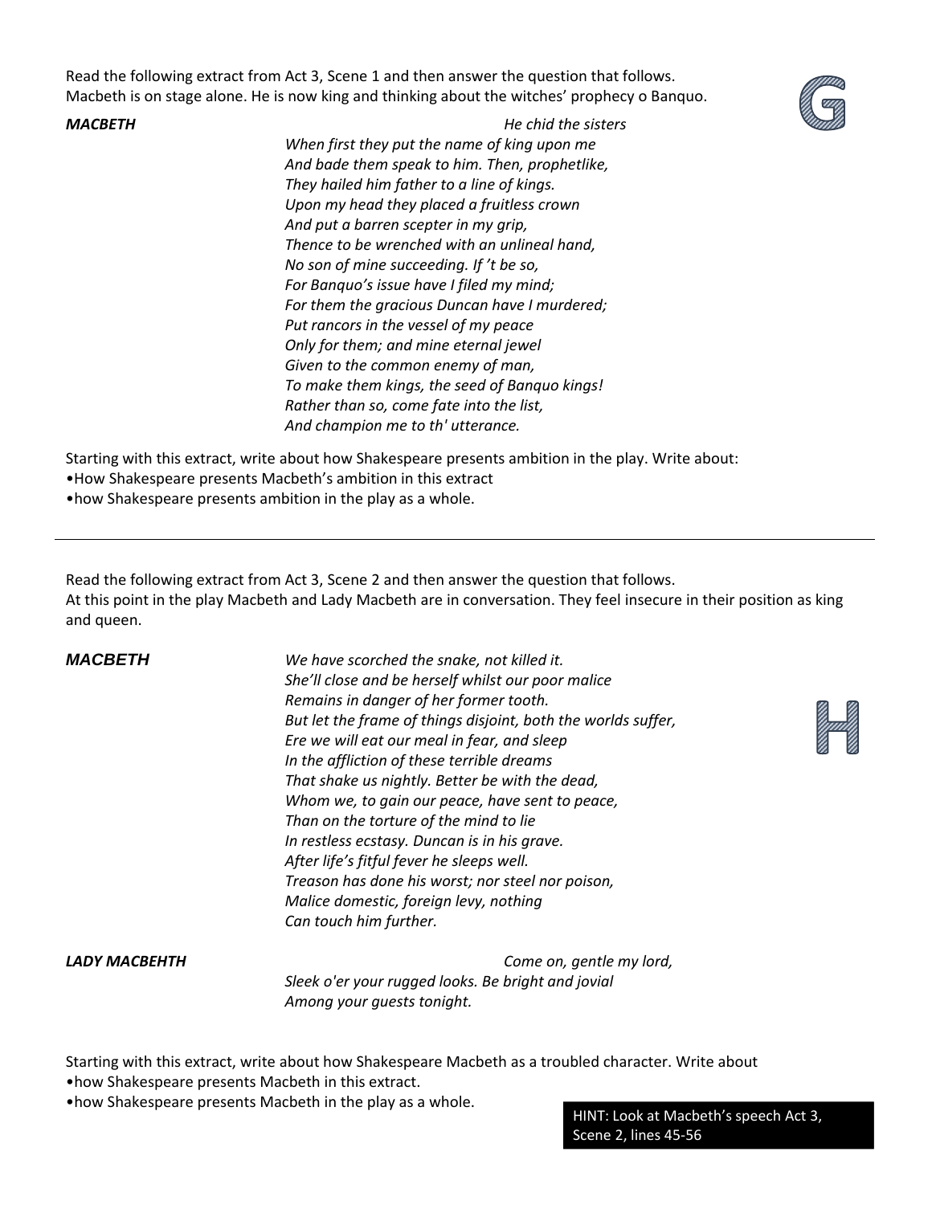Read the following extract from Act 3, Scene 1 and then answer the question that follows.
Macbeth is on stage alone. He is now king and thinking about the witches' prophecy o Banquo.

**G**

***MACBETH*** *He chid the sisters*
*When first they put the name of king upon me*
*And bade them speak to him. Then, prophetlike,*
*They hailed him father to a line of kings.*
*Upon my head they placed a fruitless crown*
*And put a barren scepter in my grip,*
*Thence to be wrenched with an unlineal hand,*
*No son of mine succeeding. If 't be so,*
*For Banquo's issue have I filed my mind;*
*For them the gracious Duncan have I murdered;*
*Put rancors in the vessel of my peace*
*Only for them; and mine eternal jewel*
*Given to the common enemy of man,*
*To make them kings, the seed of Banquo kings!*
*Rather than so, come fate into the list,*
*And champion me to th' utterance.*

Starting with this extract, write about how Shakespeare presents ambition in the play. Write about:
- How Shakespeare presents Macbeth's ambition in this extract
- how Shakespeare presents ambition in the play as a whole.

---

Read the following extract from Act 3, Scene 2 and then answer the question that follows.
At this point in the play Macbeth and Lady Macbeth are in conversation. They feel insecure in their position as king and queen.

**H**

***MACBETH*** *We have scorched the snake, not killed it.*
*She'll close and be herself whilst our poor malice*
*Remains in danger of her former tooth.*
*But let the frame of things disjoint, both the worlds suffer,*
*Ere we will eat our meal in fear, and sleep*
*In the affliction of these terrible dreams*
*That shake us nightly. Better be with the dead,*
*Whom we, to gain our peace, have sent to peace,*
*Than on the torture of the mind to lie*
*In restless ecstasy. Duncan is in his grave.*
*After life's fitful fever he sleeps well.*
*Treason has done his worst; nor steel nor poison,*
*Malice domestic, foreign levy, nothing*
*Can touch him further.*

***LADY MACBEHTH*** *Come on, gentle my lord,*
*Sleek o'er your rugged looks. Be bright and jovial*
*Among your guests tonight.*

Starting with this extract, write about how Shakespeare Macbeth as a troubled character. Write about
- how Shakespeare presents Macbeth in this extract.
- how Shakespeare presents Macbeth in the play as a whole.

HINT: Look at Macbeth's speech Act 3, Scene 2, lines 45-56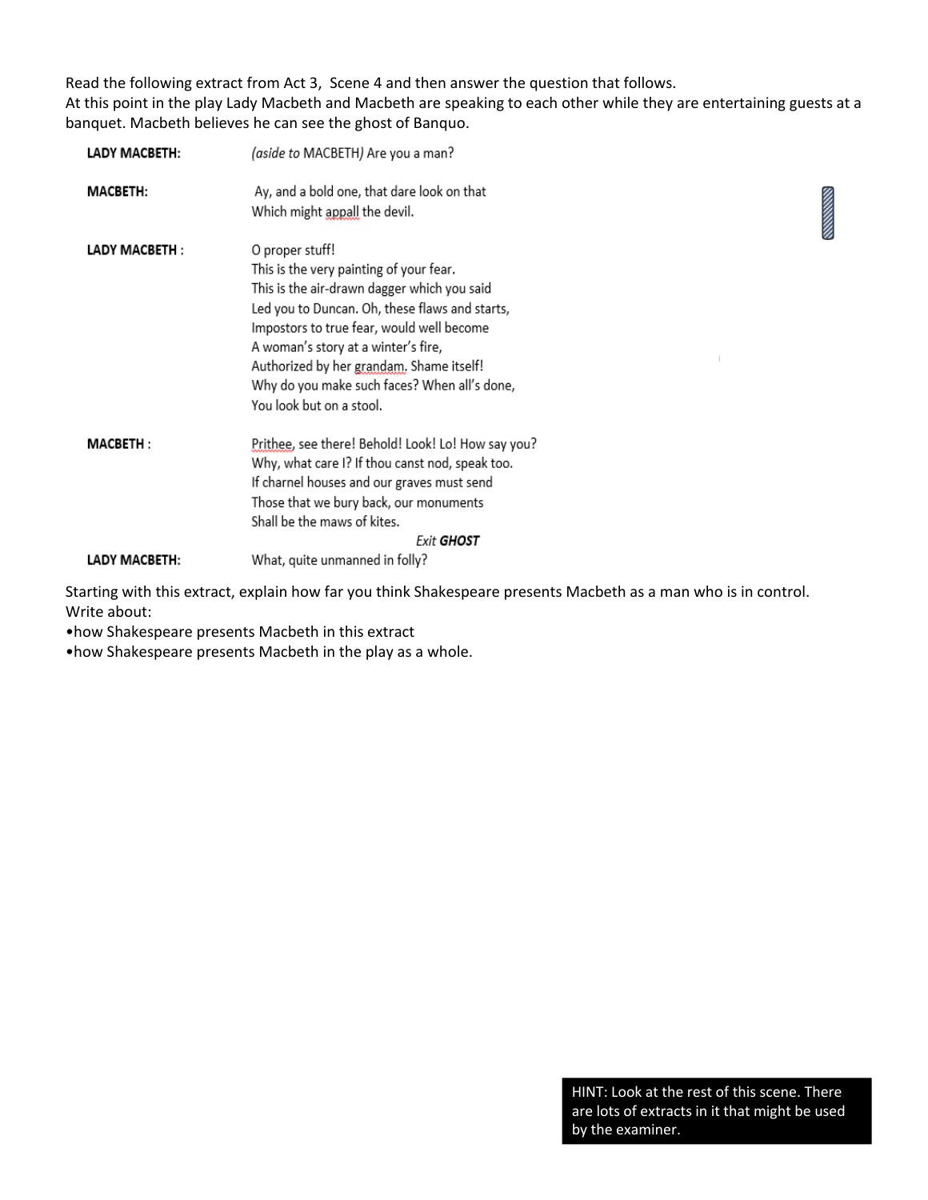Read the following extract from Act 3, Scene 4 and then answer the question that follows.
At this point in the play Lady Macbeth and Macbeth are speaking to each other while they are entertaining guests at a banquet. Macbeth believes he can see the ghost of Banquo.

**LADY MACBETH:** *(aside to* MACBETH*)* Are you a man?

**MACBETH:** Ay, and a bold one, that dare look on that
Which might appall the devil.

**LADY MACBETH :** O proper stuff!
This is the very painting of your fear.
This is the air-drawn dagger which you said
Led you to Duncan. Oh, these flaws and starts,
Impostors to true fear, would well become
A woman's story at a winter's fire,
Authorized by her grandam. Shame itself!
Why do you make such faces? When all's done,
You look but on a stool.

**MACBETH :** Prithee, see there! Behold! Look! Lo! How say you?
Why, what care I? If thou canst nod, speak too.
If charnel houses and our graves must send
Those that we bury back, our monuments
Shall be the maws of kites.

*Exit* ***GHOST***

**LADY MACBETH:** What, quite unmanned in folly?

Starting with this extract, explain how far you think Shakespeare presents Macbeth as a man who is in control.
Write about:

- how Shakespeare presents Macbeth in this extract
- how Shakespeare presents Macbeth in the play as a whole.

HINT: Look at the rest of this scene. There are lots of extracts in it that might be used by the examiner.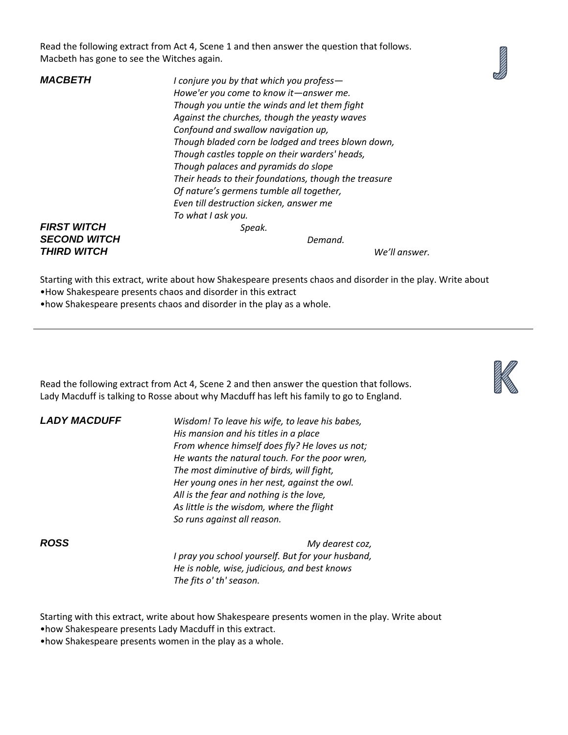## J

Read the following extract from Act 4, Scene 1 and then answer the question that follows.
Macbeth has gone to see the Witches again.

**MACBETH**

*I conjure you by that which you profess—*
*Howe'er you come to know it—answer me.*
*Though you untie the winds and let them fight*
*Against the churches, though the yeasty waves*
*Confound and swallow navigation up,*
*Though bladed corn be lodged and trees blown down,*
*Though castles topple on their warders' heads,*
*Though palaces and pyramids do slope*
*Their heads to their foundations, though the treasure*
*Of nature's germens tumble all together,*
*Even till destruction sicken, answer me*
*To what I ask you.*

**FIRST WITCH** *Speak.*

**SECOND WITCH** *Demand.*

**THIRD WITCH** *We'll answer.*

Starting with this extract, write about how Shakespeare presents chaos and disorder in the play. Write about

- How Shakespeare presents chaos and disorder in this extract
- how Shakespeare presents chaos and disorder in the play as a whole.

---

## K

Read the following extract from Act 4, Scene 2 and then answer the question that follows.
Lady Macduff is talking to Rosse about why Macduff has left his family to go to England.

**LADY MACDUFF**

*Wisdom! To leave his wife, to leave his babes,*
*His mansion and his titles in a place*
*From whence himself does fly? He loves us not;*
*He wants the natural touch. For the poor wren,*
*The most diminutive of birds, will fight,*
*Her young ones in her nest, against the owl.*
*All is the fear and nothing is the love,*
*As little is the wisdom, where the flight*
*So runs against all reason.*

**ROSS**

*My dearest coz,*
*I pray you school yourself. But for your husband,*
*He is noble, wise, judicious, and best knows*
*The fits o' th' season.*

Starting with this extract, write about how Shakespeare presents women in the play. Write about

- how Shakespeare presents Lady Macduff in this extract.
- how Shakespeare presents women in the play as a whole.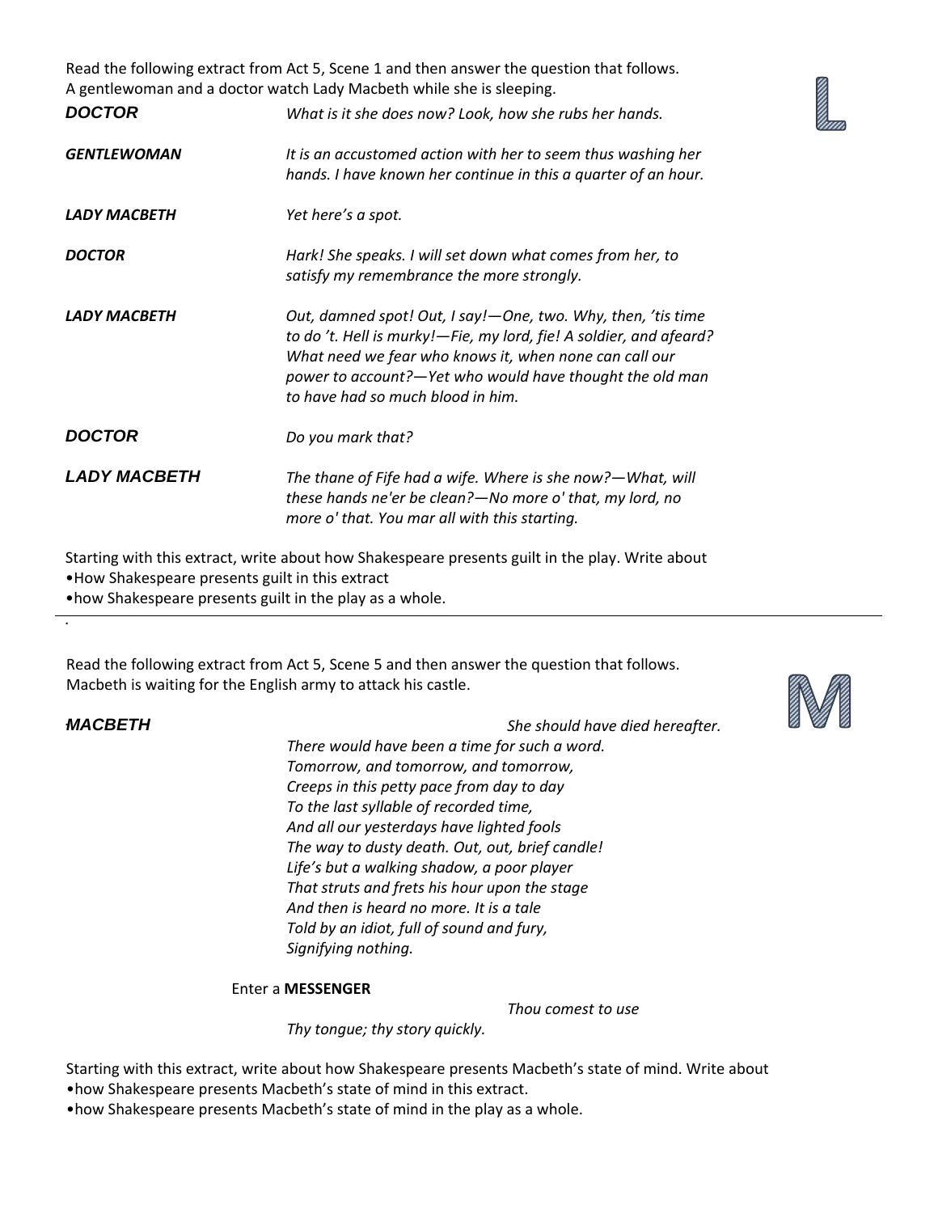Read the following extract from Act 5, Scene 1 and then answer the question that follows.
A gentlewoman and a doctor watch Lady Macbeth while she is sleeping.

L

| | |
|---|---|
| **DOCTOR** | *What is it she does now? Look, how she rubs her hands.* |
| **GENTLEWOMAN** | *It is an accustomed action with her to seem thus washing her hands. I have known her continue in this a quarter of an hour.* |
| **LADY MACBETH** | *Yet here's a spot.* |
| **DOCTOR** | *Hark! She speaks. I will set down what comes from her, to satisfy my remembrance the more strongly.* |
| **LADY MACBETH** | *Out, damned spot! Out, I say!—One, two. Why, then, 'tis time to do 't. Hell is murky!—Fie, my lord, fie! A soldier, and afeard? What need we fear who knows it, when none can call our power to account?—Yet who would have thought the old man to have had so much blood in him.* |
| **DOCTOR** | *Do you mark that?* |
| **LADY MACBETH** | *The thane of Fife had a wife. Where is she now?—What, will these hands ne'er be clean?—No more o' that, my lord, no more o' that. You mar all with this starting.* |

Starting with this extract, write about how Shakespeare presents guilt in the play. Write about
- How Shakespeare presents guilt in this extract
- how Shakespeare presents guilt in the play as a whole.

---

Read the following extract from Act 5, Scene 5 and then answer the question that follows.
Macbeth is waiting for the English army to attack his castle.

M

**MACBETH**

*She should have died hereafter.*
*There would have been a time for such a word.*
*Tomorrow, and tomorrow, and tomorrow,*
*Creeps in this petty pace from day to day*
*To the last syllable of recorded time,*
*And all our yesterdays have lighted fools*
*The way to dusty death. Out, out, brief candle!*
*Life's but a walking shadow, a poor player*
*That struts and frets his hour upon the stage*
*And then is heard no more. It is a tale*
*Told by an idiot, full of sound and fury,*
*Signifying nothing.*

Enter a **MESSENGER**

*Thou comest to use*
*Thy tongue; thy story quickly.*

Starting with this extract, write about how Shakespeare presents Macbeth's state of mind. Write about
- how Shakespeare presents Macbeth's state of mind in this extract.
- how Shakespeare presents Macbeth's state of mind in the play as a whole.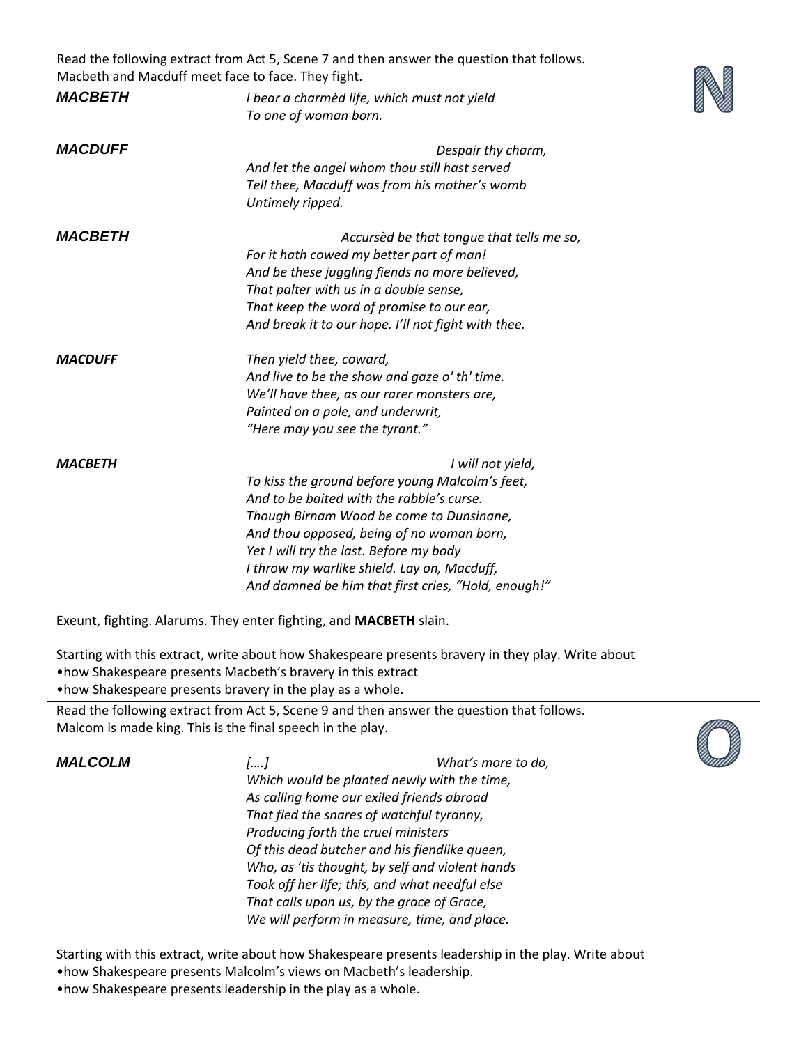Read the following extract from Act 5, Scene 7 and then answer the question that follows.
Macbeth and Macduff meet face to face. They fight.

N

**MACBETH**
*I bear a charmèd life, which must not yield*
*To one of woman born.*

**MACDUFF**
*Despair thy charm,*
*And let the angel whom thou still hast served*
*Tell thee, Macduff was from his mother's womb*
*Untimely ripped.*

**MACBETH**
*Accursèd be that tongue that tells me so,*
*For it hath cowed my better part of man!*
*And be these juggling fiends no more believed,*
*That palter with us in a double sense,*
*That keep the word of promise to our ear,*
*And break it to our hope. I'll not fight with thee.*

**MACDUFF**
*Then yield thee, coward,*
*And live to be the show and gaze o' th' time.*
*We'll have thee, as our rarer monsters are,*
*Painted on a pole, and underwrit,*
*"Here may you see the tyrant."*

**MACBETH**
*I will not yield,*
*To kiss the ground before young Malcolm's feet,*
*And to be baited with the rabble's curse.*
*Though Birnam Wood be come to Dunsinane,*
*And thou opposed, being of no woman born,*
*Yet I will try the last. Before my body*
*I throw my warlike shield. Lay on, Macduff,*
*And damned be him that first cries, "Hold, enough!"*

Exeunt, fighting. Alarums. They enter fighting, and **MACBETH** slain.

Starting with this extract, write about how Shakespeare presents bravery in they play. Write about
- how Shakespeare presents Macbeth's bravery in this extract
- how Shakespeare presents bravery in the play as a whole.

---

Read the following extract from Act 5, Scene 9 and then answer the question that follows.
Malcom is made king. This is the final speech in the play.

O

**MALCOLM**
*[….] What's more to do,*
*Which would be planted newly with the time,*
*As calling home our exiled friends abroad*
*That fled the snares of watchful tyranny,*
*Producing forth the cruel ministers*
*Of this dead butcher and his fiendlike queen,*
*Who, as 'tis thought, by self and violent hands*
*Took off her life; this, and what needful else*
*That calls upon us, by the grace of Grace,*
*We will perform in measure, time, and place.*

Starting with this extract, write about how Shakespeare presents leadership in the play. Write about
- how Shakespeare presents Malcolm's views on Macbeth's leadership.
- how Shakespeare presents leadership in the play as a whole.